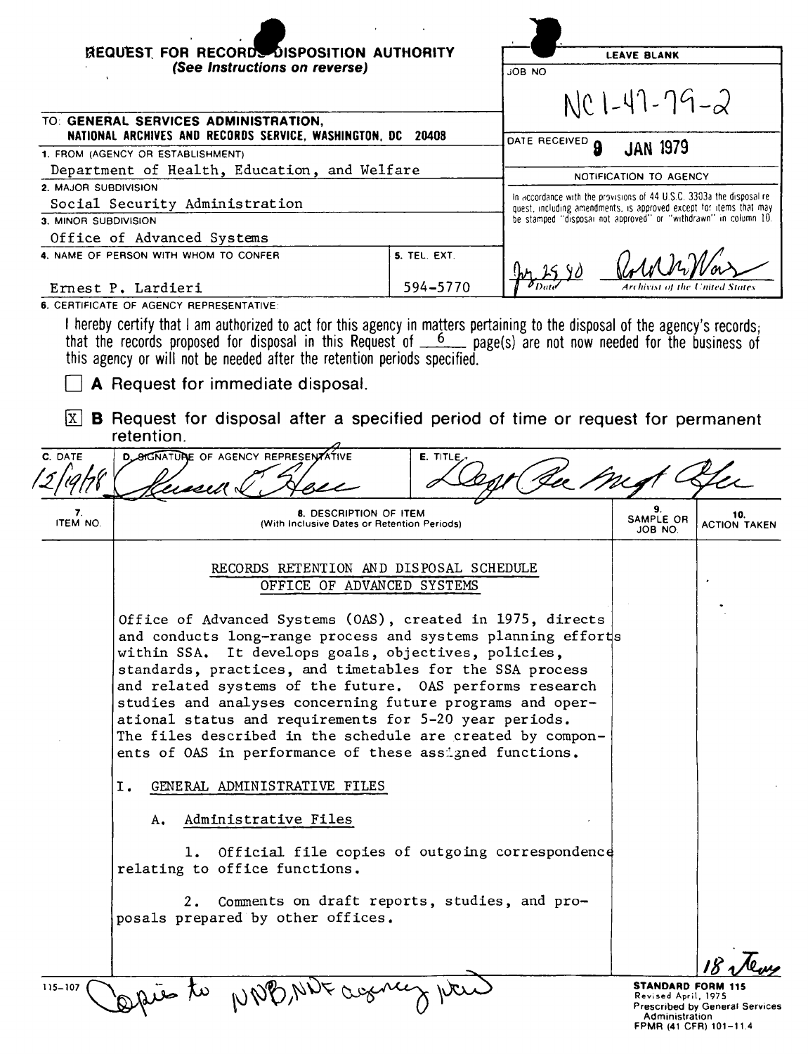# REQUEST FOR RECORDS DISPOSITION AUTHORITY

*(See Instructions on reverse)*

| LEAVE BLANK |
|---|
| JOB NO NC1-47-79-2 |
| DATE RECEIVED 9 JAN 1979 |
| NOTIFICATION TO AGENCY |
| In accordance with the provisions of 44 U.S.C. 3303a the disposal request, including amendments, is approved except for items that may be stamped "disposal not approved" or "withdrawn" in column 10. |
| Jy 25 80 — Date — Archivist of the United States |

TO: **GENERAL SERVICES ADMINISTRATION, NATIONAL ARCHIVES AND RECORDS SERVICE, WASHINGTON, DC 20408**

1. FROM (AGENCY OR ESTABLISHMENT): Department of Health, Education, and Welfare
2. MAJOR SUBDIVISION: Social Security Administration
3. MINOR SUBDIVISION: Office of Advanced Systems
4. NAME OF PERSON WITH WHOM TO CONFER: Ernest P. Lardieri
5. TEL. EXT.: 594-5770

6. CERTIFICATE OF AGENCY REPRESENTATIVE:

I hereby certify that I am authorized to act for this agency in matters pertaining to the disposal of the agency's records; that the records proposed for disposal in this Request of 6 page(s) are not now needed for the business of this agency or will not be needed after the retention periods specified.

☐ **A** Request for immediate disposal.

☒ **B** Request for disposal after a specified period of time or request for permanent retention.

| C. DATE | D. SIGNATURE OF AGENCY REPRESENTATIVE | E. TITLE |
|---|---|---|
| 12/19/78 | [signature] | Dept Rec Mgt Ofcr |

| 7. ITEM NO. | 8. DESCRIPTION OF ITEM (With Inclusive Dates or Retention Periods) | 9. SAMPLE OR JOB NO. | 10. ACTION TAKEN |
|---|---|---|---|

RECORDS RETENTION AND DISPOSAL SCHEDULE
OFFICE OF ADVANCED SYSTEMS

Office of Advanced Systems (OAS), created in 1975, directs and conducts long-range process and systems planning efforts within SSA. It develops goals, objectives, policies, standards, practices, and timetables for the SSA process and related systems of the future. OAS performs research studies and analyses concerning future programs and operational status and requirements for 5-20 year periods. The files described in the schedule are created by components of OAS in performance of these assigned functions.

I. GENERAL ADMINISTRATIVE FILES

A. Administrative Files

1. Official file copies of outgoing correspondence relating to office functions.

2. Comments on draft reports, studies, and proposals prepared by other offices.

Copies to NNB, NNF agency NCW

115-107

**STANDARD FORM 115**
Revised April, 1975
Prescribed by General Services Administration
FPMR (41 CFR) 101-11.4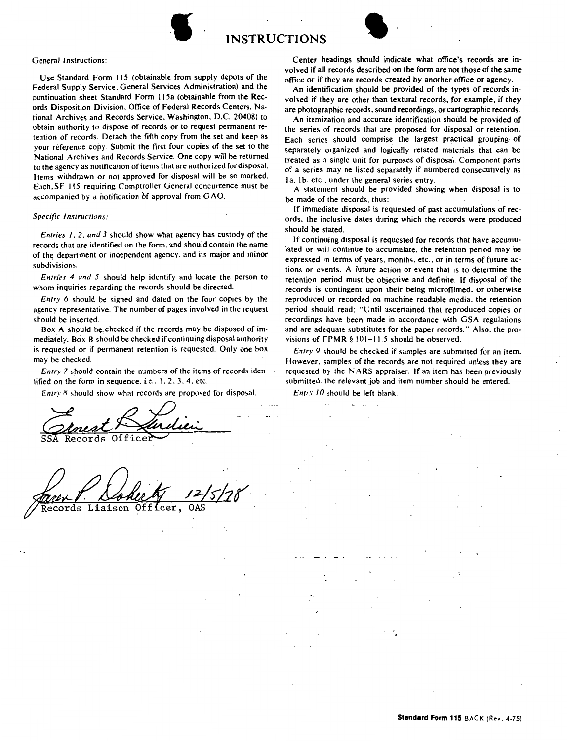# INSTRUCTIONS

General Instructions:

Use Standard Form 115 (obtainable from supply depots of the Federal Supply Service, General Services Administration) and the continuation sheet Standard Form 115a (obtainable from the Records Disposition Division, Office of Federal Records Centers, National Archives and Records Service, Washington, D.C. 20408) to obtain authority to dispose of records or to request permanent retention of records. Detach the fifth copy from the set and keep as your reference copy. Submit the first four copies of the set to the National Archives and Records Service. One copy will be returned to the agency as notification of items that are authorized for disposal. Items withdrawn or not approved for disposal will be so marked. Each SF 115 requiring Comptroller General concurrence must be accompanied by a notification of approval from GAO.

*Specific Instructions:*

*Entries 1, 2, and 3* should show what agency has custody of the records that are identified on the form, and should contain the name of the department or independent agency, and its major and minor subdivisions.

*Entries 4 and 5* should help identify and locate the person to whom inquiries regarding the records should be directed.

*Entry 6* should be signed and dated on the four copies by the agency representative. The number of pages involved in the request should be inserted.

Box A should be checked if the records may be disposed of immediately. Box B should be checked if continuing disposal authority is requested or if permanent retention is requested. Only one box may be checked.

*Entry 7* should contain the numbers of the items of records identified on the form in sequence, i.e., 1, 2, 3, 4, etc.

*Entry 8* should show what records are proposed for disposal.

Center headings should indicate what office's records are involved if all records described on the form are not those of the same office or if they are records created by another office or agency.

An identification should be provided of the types of records involved if they are other than textural records, for example, if they are photographic records, sound recordings, or cartographic records.

An itemization and accurate identification should be provided of the series of records that are proposed for disposal or retention. Each series should comprise the largest practical grouping of separately organized and logically related materials that can be treated as a single unit for purposes of disposal. Component parts of a series may be listed separately if numbered consecutively as 1a, 1b, etc., under the general series entry.

A statement should be provided showing when disposal is to be made of the records, thus:

If immediate disposal is requested of past accumulations of records, the inclusive dates during which the records were produced should be stated.

If continuing disposal is requested for records that have accumulated or will continue to accumulate, the retention period may be expressed in terms of years, months, etc., or in terms of future actions or events. A future action or event that is to determine the retention period must be objective and definite. If disposal of the records is contingent upon their being microfilmed, or otherwise reproduced or recorded on machine readable media, the retention period should read: "Until ascertained that reproduced copies or recordings have been made in accordance with GSA regulations and are adequate substitutes for the paper records." Also, the provisions of FPMR § 101-11.5 should be observed.

*Entry 9* should be checked if samples are submitted for an item. However, samples of the records are not required unless they are requested by the NARS appraiser. If an item has been previously submitted, the relevant job and item number should be entered.

*Entry 10* should be left blank.

Ernest P. Lardieri
SSA Records Officer

James P. Doherty 12/5/78
Records Liaison Officer, OAS

**Standard Form 115** BACK (Rev. 4-75)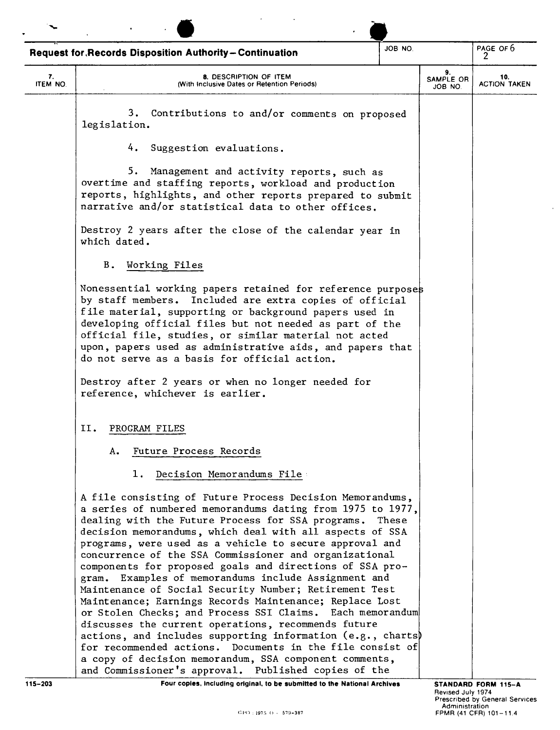**Request for Records Disposition Authority—Continuation**

| 7. ITEM NO. | 8. DESCRIPTION OF ITEM (With Inclusive Dates or Retention Periods) | 9. SAMPLE OR JOB NO. | 10. ACTION TAKEN |
|---|---|---|---|

3. Contributions to and/or comments on proposed legislation.

4. Suggestion evaluations.

5. Management and activity reports, such as overtime and staffing reports, workload and production reports, highlights, and other reports prepared to submit narrative and/or statistical data to other offices.

Destroy 2 years after the close of the calendar year in which dated.

B. Working Files

Nonessential working papers retained for reference purposes by staff members. Included are extra copies of official file material, supporting or background papers used in developing official files but not needed as part of the official file, studies, or similar material not acted upon, papers used as administrative aids, and papers that do not serve as a basis for official action.

Destroy after 2 years or when no longer needed for reference, whichever is earlier.

II. PROGRAM FILES

A. Future Process Records

1. Decision Memorandums File

A file consisting of Future Process Decision Memorandums, a series of numbered memorandums dating from 1975 to 1977, dealing with the Future Process for SSA programs. These decision memorandums, which deal with all aspects of SSA programs, were used as a vehicle to secure approval and concurrence of the SSA Commissioner and organizational components for proposed goals and directions of SSA program. Examples of memorandums include Assignment and Maintenance of Social Security Number; Retirement Test Maintenance; Earnings Records Maintenance; Replace Lost or Stolen Checks; and Process SSI Claims. Each memorandum discusses the current operations, recommends future actions, and includes supporting information (e.g., charts) for recommended actions. Documents in the file consist of a copy of decision memorandum, SSA component comments, and Commissioner's approval. Published copies of the

115-203 Four copies, including original, to be submitted to the National Archives

STANDARD FORM 115-A
Revised July 1974
Prescribed by General Services Administration
FPMR (41 CFR) 101-11.4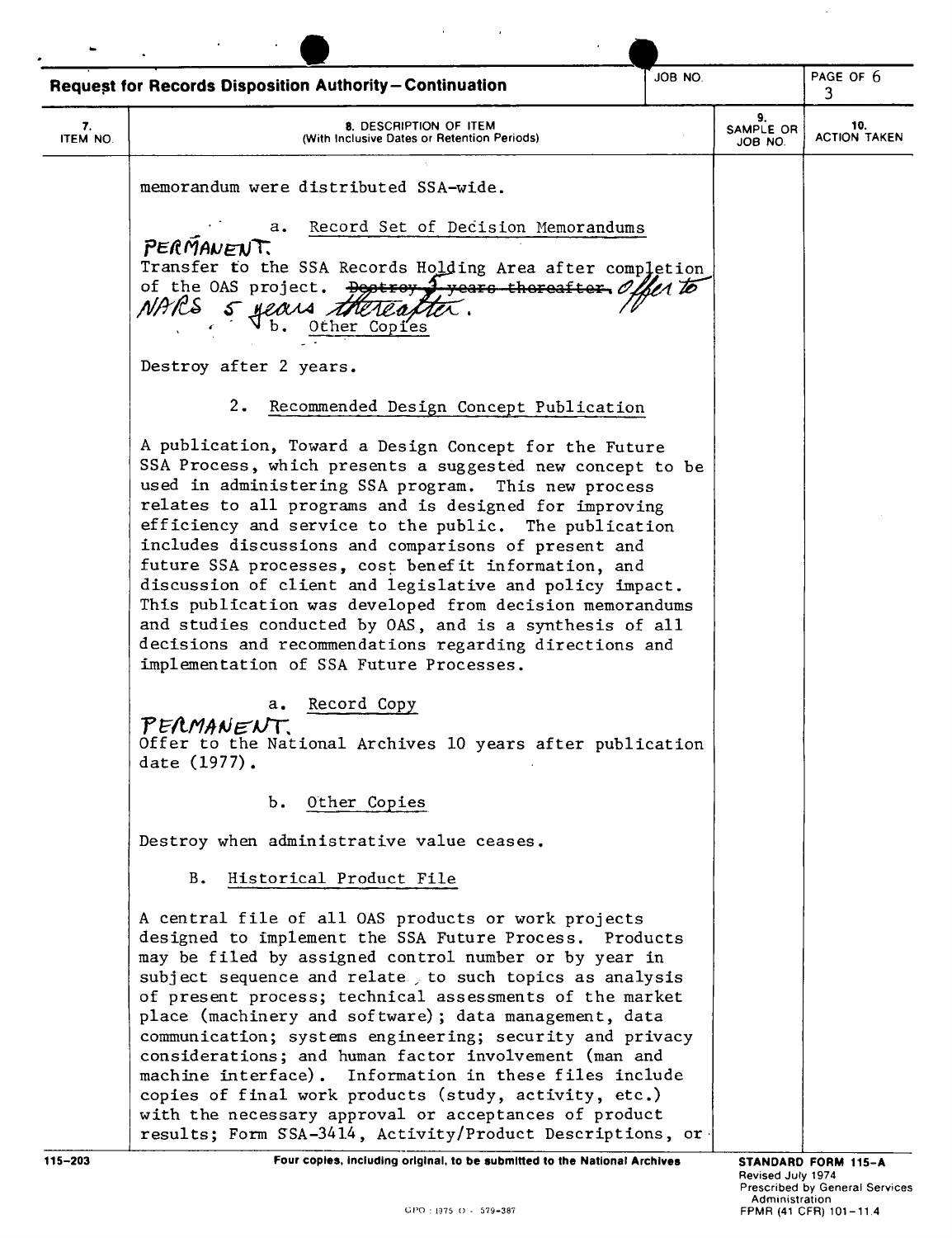**Request for Records Disposition Authority—Continuation**

| 7. ITEM NO. | 8. DESCRIPTION OF ITEM (With Inclusive Dates or Retention Periods) | 9. SAMPLE OR JOB NO. | 10. ACTION TAKEN |
|---|---|---|---|

memorandum were distributed SSA-wide.

a. Record Set of Decision Memorandums

PERMANENT.

Transfer to the SSA Records Holding Area after completion of the OAS project. ~~Destroy 5 years thereafter.~~ Offer to NARS 5 years thereafter.

b. Other Copies

Destroy after 2 years.

2. Recommended Design Concept Publication

A publication, Toward a Design Concept for the Future SSA Process, which presents a suggested new concept to be used in administering SSA program. This new process relates to all programs and is designed for improving efficiency and service to the public. The publication includes discussions and comparisons of present and future SSA processes, cost benefit information, and discussion of client and legislative and policy impact. This publication was developed from decision memorandums and studies conducted by OAS, and is a synthesis of all decisions and recommendations regarding directions and implementation of SSA Future Processes.

a. Record Copy

PERMANENT.

Offer to the National Archives 10 years after publication date (1977).

b. Other Copies

Destroy when administrative value ceases.

B. Historical Product File

A central file of all OAS products or work projects designed to implement the SSA Future Process. Products may be filed by assigned control number or by year in subject sequence and relate to such topics as analysis of present process; technical assessments of the market place (machinery and software); data management, data communication; systems engineering; security and privacy considerations; and human factor involvement (man and machine interface). Information in these files include copies of final work products (study, activity, etc.) with the necessary approval or acceptances of product results; Form SSA-3414, Activity/Product Descriptions, or

115-203 Four copies, including original, to be submitted to the National Archives

STANDARD FORM 115-A
Revised July 1974
Prescribed by General Services Administration
FPMR (41 CFR) 101-11.4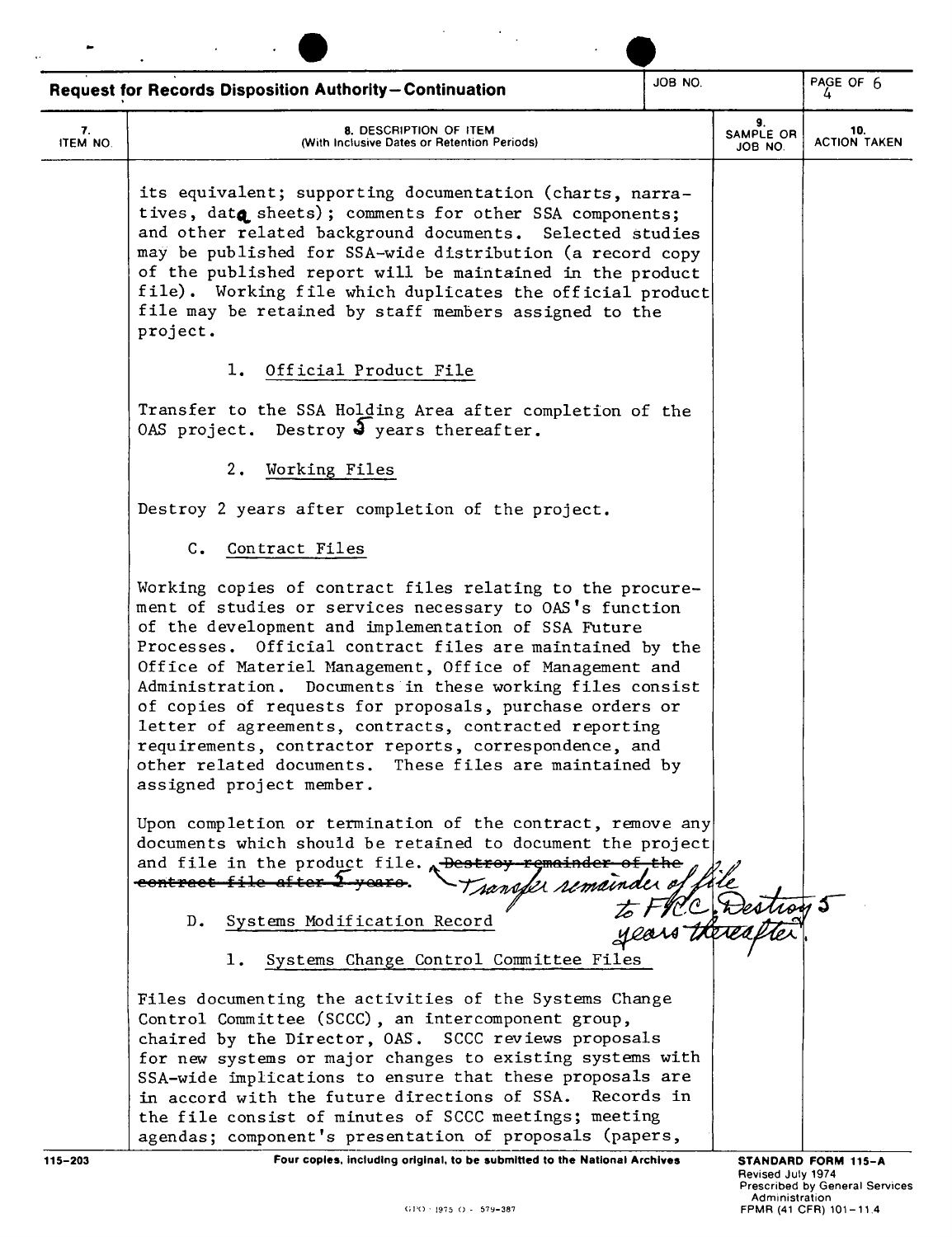**Request for Records Disposition Authority—Continuation**

JOB NO.

PAGE 4 OF 6

| 7. ITEM NO. | 8. DESCRIPTION OF ITEM (With Inclusive Dates or Retention Periods) | 9. SAMPLE OR JOB NO. | 10. ACTION TAKEN |
|---|---|---|---|

its equivalent; supporting documentation (charts, narratives, data sheets); comments for other SSA components; and other related background documents. Selected studies may be published for SSA-wide distribution (a record copy of the published report will be maintained in the product file). Working file which duplicates the official product file may be retained by staff members assigned to the project.

1. Official Product File

Transfer to the SSA Holding Area after completion of the OAS project. Destroy 5 years thereafter.

2. Working Files

Destroy 2 years after completion of the project.

C. Contract Files

Working copies of contract files relating to the procurement of studies or services necessary to OAS's function of the development and implementation of SSA Future Processes. Official contract files are maintained by the Office of Materiel Management, Office of Management and Administration. Documents in these working files consist of copies of requests for proposals, purchase orders or letter of agreements, contracts, contracted reporting requirements, contractor reports, correspondence, and other related documents. These files are maintained by assigned project member.

Upon completion or termination of the contract, remove any documents which should be retained to document the project and file in the product file. ~~Destroy remainder of the contract file after 2 years.~~ Transfer remainder of file to FRC. Destroy 5 years thereafter.

D. Systems Modification Record

1. Systems Change Control Committee Files

Files documenting the activities of the Systems Change Control Committee (SCCC), an intercomponent group, chaired by the Director, OAS. SCCC reviews proposals for new systems or major changes to existing systems with SSA-wide implications to ensure that these proposals are in accord with the future directions of SSA. Records in the file consist of minutes of SCCC meetings; meeting agendas; component's presentation of proposals (papers,

115-203

Four copies, including original, to be submitted to the National Archives

STANDARD FORM 115-A
Revised July 1974
Prescribed by General Services Administration
FPMR (41 CFR) 101-11.4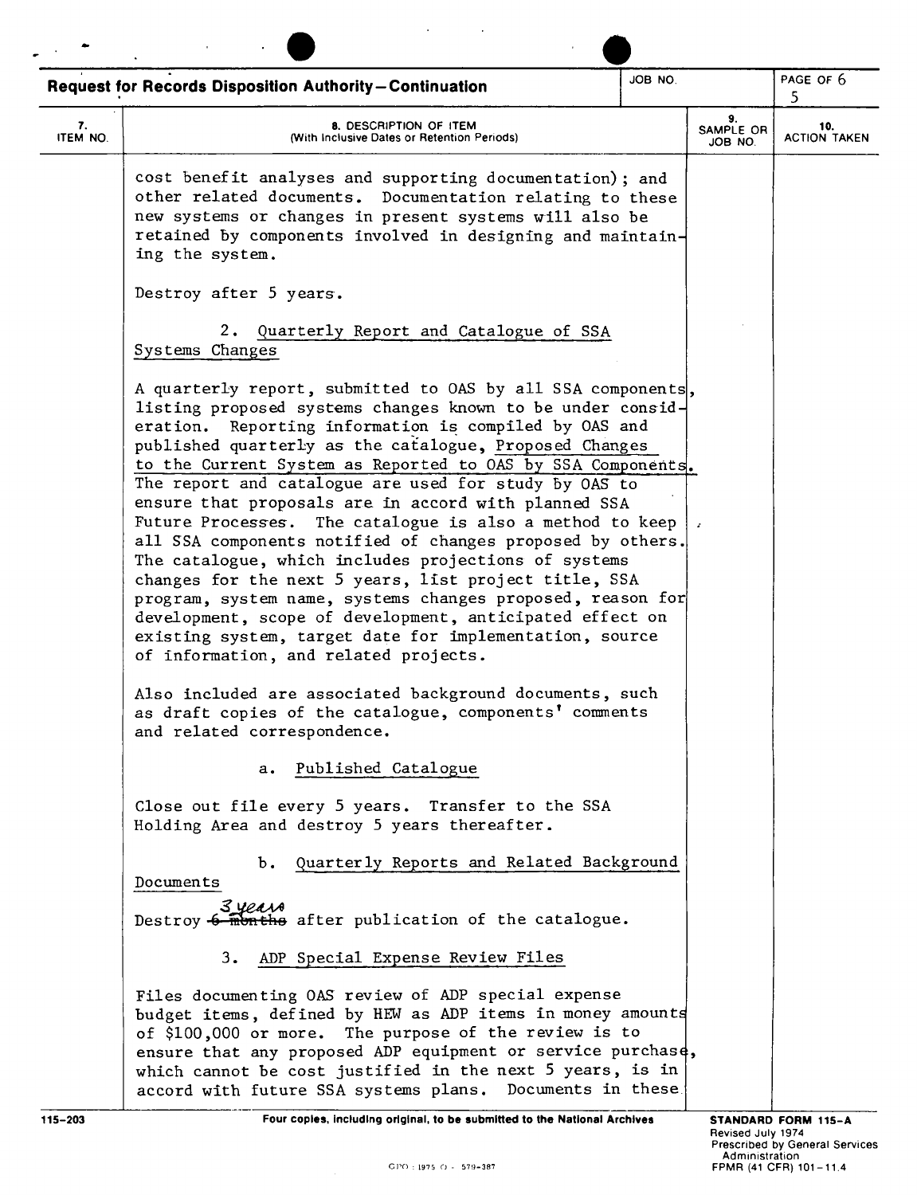**Request for Records Disposition Authority—Continuation**

JOB NO.

PAGE 5 OF 6

| 7. ITEM NO. | 8. DESCRIPTION OF ITEM (With Inclusive Dates or Retention Periods) | 9. SAMPLE OR JOB NO. | 10. ACTION TAKEN |
|---|---|---|---|

cost benefit analyses and supporting documentation); and other related documents. Documentation relating to these new systems or changes in present systems will also be retained by components involved in designing and maintaining the system.

Destroy after 5 years.

2. Quarterly Report and Catalogue of SSA Systems Changes

A quarterly report, submitted to OAS by all SSA components, listing proposed systems changes known to be under consideration. Reporting information is compiled by OAS and published quarterly as the catalogue, Proposed Changes to the Current System as Reported to OAS by SSA Components. The report and catalogue are used for study by OAS to ensure that proposals are in accord with planned SSA Future Processes. The catalogue is also a method to keep all SSA components notified of changes proposed by others. The catalogue, which includes projections of systems changes for the next 5 years, list project title, SSA program, system name, systems changes proposed, reason for development, scope of development, anticipated effect on existing system, target date for implementation, source of information, and related projects.

Also included are associated background documents, such as draft copies of the catalogue, components' comments and related correspondence.

a. Published Catalogue

Close out file every 5 years. Transfer to the SSA Holding Area and destroy 5 years thereafter.

b. Quarterly Reports and Related Background Documents

Destroy ~~6 months~~ 3 years after publication of the catalogue.

3. ADP Special Expense Review Files

Files documenting OAS review of ADP special expense budget items, defined by HEW as ADP items in money amounts of $100,000 or more. The purpose of the review is to ensure that any proposed ADP equipment or service purchase, which cannot be cost justified in the next 5 years, is in accord with future SSA systems plans. Documents in these

115-203 — Four copies, including original, to be submitted to the National Archives — STANDARD FORM 115-A Revised July 1974 Prescribed by General Services Administration FPMR (41 CFR) 101-11.4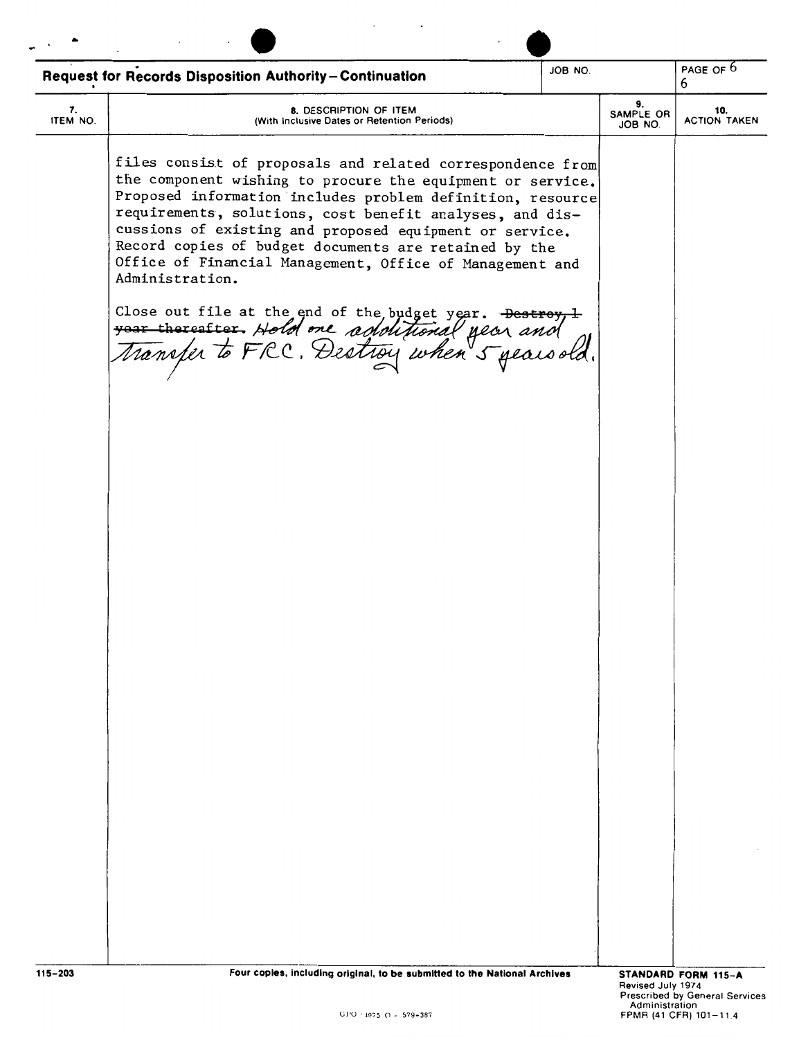**Request for Records Disposition Authority—Continuation**

| 7. ITEM NO. | 8. DESCRIPTION OF ITEM (With Inclusive Dates or Retention Periods) | 9. SAMPLE OR JOB NO. | 10. ACTION TAKEN |
|---|---|---|---|
| | files consist of proposals and related correspondence from the component wishing to procure the equipment or service. Proposed information includes problem definition, resource requirements, solutions, cost benefit analyses, and discussions of existing and proposed equipment or service. Record copies of budget documents are retained by the Office of Financial Management, Office of Management and Administration. <br><br> Close out file at the end of the budget year. ~~Destroy 1 year thereafter.~~ Hold one additional year and transfer to FRC. Destroy when 5 years old. | | |

115-203

Four copies, including original, to be submitted to the National Archives

STANDARD FORM 115-A
Revised July 1974
Prescribed by General Services Administration
FPMR (41 CFR) 101-11.4